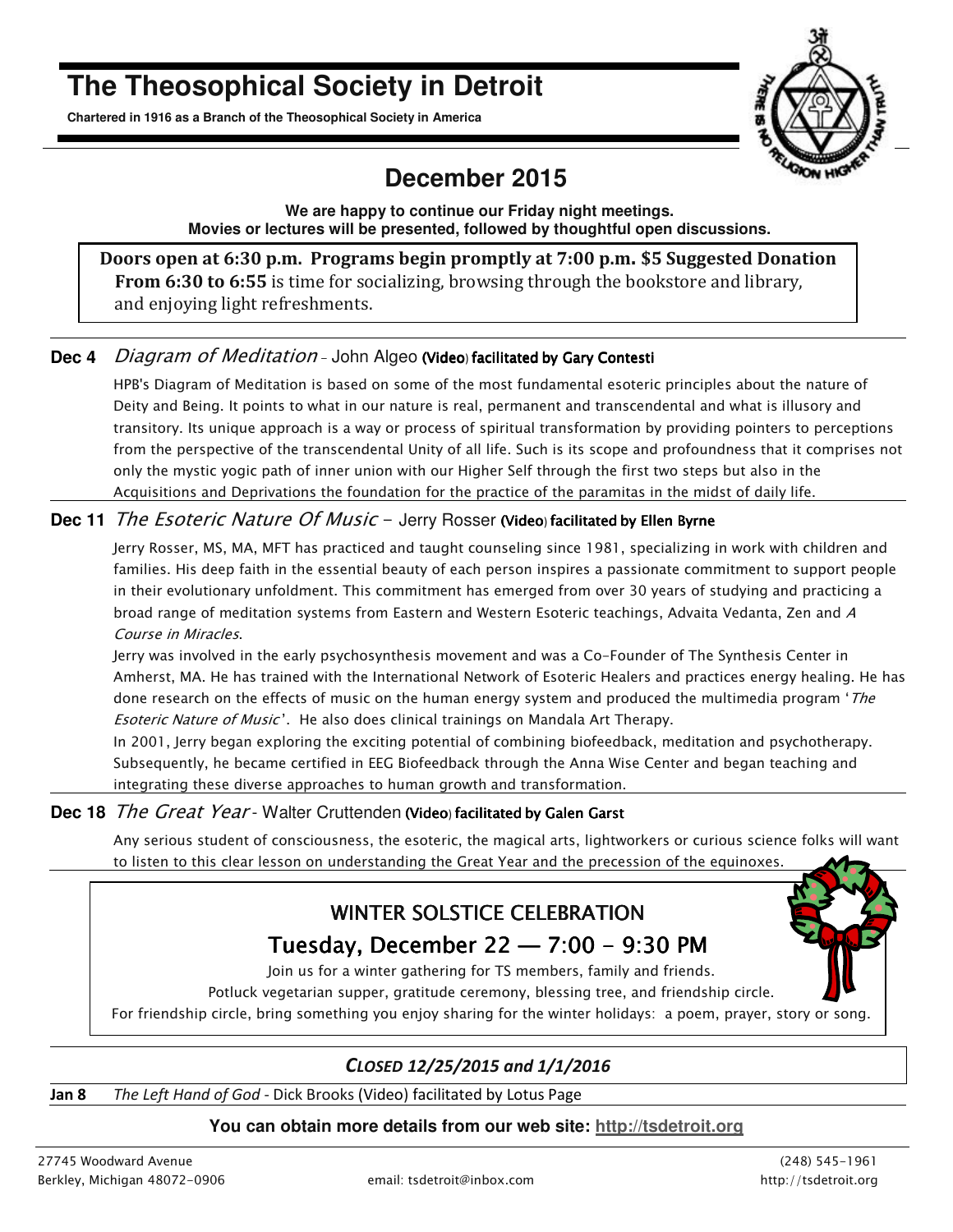# The Theosophical Society in Detroit

**Chartered in 1916 as a Branch of the Theosophical Society in America**

## December 2015

**We are happy to continue our Friday night meetings.**
**Movies or lectures will be presented, followed by thoughtful open discussions.**

**Doors open at 6:30 p.m. Programs begin promptly at 7:00 p.m. $5 Suggested Donation**
**From 6:30 to 6:55** is time for socializing, browsing through the bookstore and library, and enjoying light refreshments.

**Dec 4** *Diagram of Meditation* – John Algeo (Video) facilitated by Gary Contesti

HPB's Diagram of Meditation is based on some of the most fundamental esoteric principles about the nature of Deity and Being. It points to what in our nature is real, permanent and transcendental and what is illusory and transitory. Its unique approach is a way or process of spiritual transformation by providing pointers to perceptions from the perspective of the transcendental Unity of all life. Such is its scope and profoundness that it comprises not only the mystic yogic path of inner union with our Higher Self through the first two steps but also in the Acquisitions and Deprivations the foundation for the practice of the paramitas in the midst of daily life.

**Dec 11** *The Esoteric Nature Of Music* – Jerry Rosser (Video) facilitated by Ellen Byrne

Jerry Rosser, MS, MA, MFT has practiced and taught counseling since 1981, specializing in work with children and families. His deep faith in the essential beauty of each person inspires a passionate commitment to support people in their evolutionary unfoldment. This commitment has emerged from over 30 years of studying and practicing a broad range of meditation systems from Eastern and Western Esoteric teachings, Advaita Vedanta, Zen and *A Course in Miracles*.

Jerry was involved in the early psychosynthesis movement and was a Co-Founder of The Synthesis Center in Amherst, MA. He has trained with the International Network of Esoteric Healers and practices energy healing. He has done research on the effects of music on the human energy system and produced the multimedia program '*The Esoteric Nature of Music*'. He also does clinical trainings on Mandala Art Therapy.

In 2001, Jerry began exploring the exciting potential of combining biofeedback, meditation and psychotherapy. Subsequently, he became certified in EEG Biofeedback through the Anna Wise Center and began teaching and integrating these diverse approaches to human growth and transformation.

**Dec 18** *The Great Year* - Walter Cruttenden (Video) facilitated by Galen Garst

Any serious student of consciousness, the esoteric, the magical arts, lightworkers or curious science folks will want to listen to this clear lesson on understanding the Great Year and the precession of the equinoxes.

### WINTER SOLSTICE CELEBRATION

### Tuesday, December 22 — 7:00 - 9:30 PM

Join us for a winter gathering for TS members, family and friends.
Potluck vegetarian supper, gratitude ceremony, blessing tree, and friendship circle.
For friendship circle, bring something you enjoy sharing for the winter holidays: a poem, prayer, story or song.

***CLOSED 12/25/2015 and 1/1/2016***

**Jan 8** *The Left Hand of God* - Dick Brooks (Video) facilitated by Lotus Page

**You can obtain more details from our web site: http://tsdetroit.org**

27745 Woodward Avenue
Berkley, Michigan 48072-0906

email: tsdetroit@inbox.com

(248) 545-1961
http://tsdetroit.org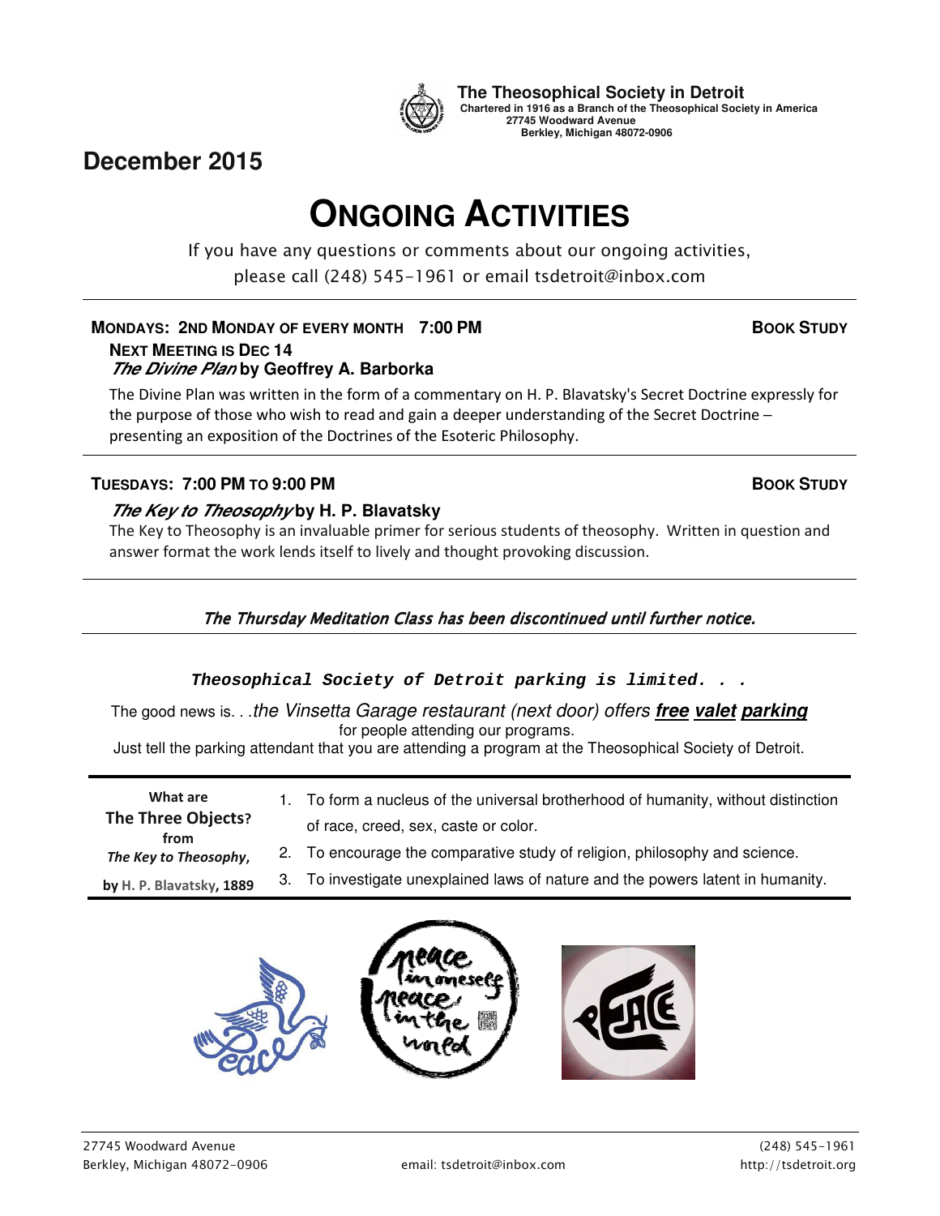**The Theosophical Society in Detroit**
Chartered in 1916 as a Branch of the Theosophical Society in America
27745 Woodward Avenue
Berkley, Michigan 48072-0906

## December 2015

# ONGOING ACTIVITIES

If you have any questions or comments about our ongoing activities,
please call (248) 545-1961 or email tsdetroit@inbox.com

---

**MONDAYS: 2ND MONDAY OF EVERY MONTH 7:00 PM** — **BOOK STUDY**

**NEXT MEETING IS DEC 14**
***The Divine Plan* by Geoffrey A. Barborka**

The Divine Plan was written in the form of a commentary on H. P. Blavatsky's Secret Doctrine expressly for the purpose of those who wish to read and gain a deeper understanding of the Secret Doctrine – presenting an exposition of the Doctrines of the Esoteric Philosophy.

---

**TUESDAYS: 7:00 PM TO 9:00 PM** — **BOOK STUDY**

***The Key to Theosophy* by H. P. Blavatsky**

The Key to Theosophy is an invaluable primer for serious students of theosophy. Written in question and answer format the work lends itself to lively and thought provoking discussion.

---

*The Thursday Meditation Class has been discontinued until further notice.*

---

***Theosophical Society of Detroit parking is limited. . .***

The good news is. . .*the Vinsetta Garage restaurant (next door) offers **free valet parking*** for people attending our programs.
Just tell the parking attendant that you are attending a program at the Theosophical Society of Detroit.

---

**What are The Three Objects?** from *The Key to Theosophy*, by H. P. Blavatsky, 1889

1. To form a nucleus of the universal brotherhood of humanity, without distinction of race, creed, sex, caste or color.
2. To encourage the comparative study of religion, philosophy and science.
3. To investigate unexplained laws of nature and the powers latent in humanity.

---

27745 Woodward Avenue
Berkley, Michigan 48072-0906
email: tsdetroit@inbox.com
(248) 545-1961
http://tsdetroit.org